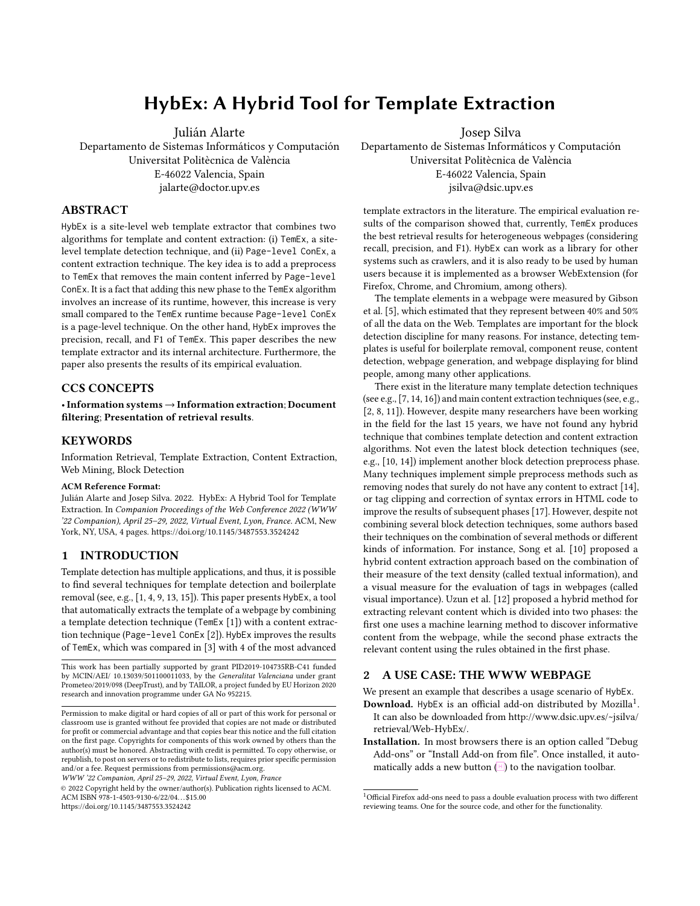# HybEx: A Hybrid Tool for Template Extraction

Julián Alarte
Departamento de Sistemas Informáticos y Computación
Universitat Politècnica de València
E-46022 Valencia, Spain
jalarte@doctor.upv.es

Josep Silva
Departamento de Sistemas Informáticos y Computación
Universitat Politècnica de València
E-46022 Valencia, Spain
jsilva@dsic.upv.es

## ABSTRACT

HybEx is a site-level web template extractor that combines two algorithms for template and content extraction: (i) TemEx, a site-level template detection technique, and (ii) Page-level ConEx, a content extraction technique. The key idea is to add a preprocess to TemEx that removes the main content inferred by Page-level ConEx. It is a fact that adding this new phase to the TemEx algorithm involves an increase of its runtime, however, this increase is very small compared to the TemEx runtime because Page-level ConEx is a page-level technique. On the other hand, HybEx improves the precision, recall, and F1 of TemEx. This paper describes the new template extractor and its internal architecture. Furthermore, the paper also presents the results of its empirical evaluation.

## CCS CONCEPTS

• **Information systems → Information extraction**; **Document filtering**; **Presentation of retrieval results**.

## KEYWORDS

Information Retrieval, Template Extraction, Content Extraction, Web Mining, Block Detection

**ACM Reference Format:**
Julián Alarte and Josep Silva. 2022. HybEx: A Hybrid Tool for Template Extraction. In *Companion Proceedings of the Web Conference 2022 (WWW '22 Companion), April 25–29, 2022, Virtual Event, Lyon, France.* ACM, New York, NY, USA, 4 pages. https://doi.org/10.1145/3487553.3524242

## 1 INTRODUCTION

Template detection has multiple applications, and thus, it is possible to find several techniques for template detection and boilerplate removal (see, e.g., [1, 4, 9, 13, 15]). This paper presents HybEx, a tool that automatically extracts the template of a webpage by combining a template detection technique (TemEx [1]) with a content extraction technique (Page-level ConEx [2]). HybEx improves the results of TemEx, which was compared in [3] with 4 of the most advanced template extractors in the literature. The empirical evaluation results of the comparison showed that, currently, TemEx produces the best retrieval results for heterogeneous webpages (considering recall, precision, and F1). HybEx can work as a library for other systems such as crawlers, and it is also ready to be used by human users because it is implemented as a browser WebExtension (for Firefox, Chrome, and Chromium, among others).

The template elements in a webpage were measured by Gibson et al. [5], which estimated that they represent between 40% and 50% of all the data on the Web. Templates are important for the block detection discipline for many reasons. For instance, detecting templates is useful for boilerplate removal, component reuse, content detection, webpage generation, and webpage displaying for blind people, among many other applications.

There exist in the literature many template detection techniques (see e.g., [7, 14, 16]) and main content extraction techniques (see, e.g., [2, 8, 11]). However, despite many researchers have been working in the field for the last 15 years, we have not found any hybrid technique that combines template detection and content extraction algorithms. Not even the latest block detection techniques (see, e.g., [10, 14]) implement another block detection preprocess phase. Many techniques implement simple preprocess methods such as removing nodes that surely do not have any content to extract [14], or tag clipping and correction of syntax errors in HTML code to improve the results of subsequent phases [17]. However, despite not combining several block detection techniques, some authors based their techniques on the combination of several methods or different kinds of information. For instance, Song et al. [10] proposed a hybrid content extraction approach based on the combination of their measure of the text density (called textual information), and a visual measure for the evaluation of tags in webpages (called visual importance). Uzun et al. [12] proposed a hybrid method for extracting relevant content which is divided into two phases: the first one uses a machine learning method to discover informative content from the webpage, while the second phase extracts the relevant content using the rules obtained in the first phase.

This work has been partially supported by grant PID2019-104735RB-C41 funded by MCIN/AEI/ 10.13039/501100011033, by the *Generalitat Valenciana* under grant Prometeo/2019/098 (DeepTrust), and by TAILOR, a project funded by EU Horizon 2020 research and innovation programme under GA No 952215.

Permission to make digital or hard copies of all or part of this work for personal or classroom use is granted without fee provided that copies are not made or distributed for profit or commercial advantage and that copies bear this notice and the full citation on the first page. Copyrights for components of this work owned by others than the author(s) must be honored. Abstracting with credit is permitted. To copy otherwise, or republish, to post on servers or to redistribute to lists, requires prior specific permission and/or a fee. Request permissions from permissions@acm.org.
*WWW '22 Companion, April 25–29, 2022, Virtual Event, Lyon, France*
© 2022 Copyright held by the owner/author(s). Publication rights licensed to ACM.
ACM ISBN 978-1-4503-9130-6/22/04…$15.00
https://doi.org/10.1145/3487553.3524242

## 2 A USE CASE: THE WWW WEBPAGE

We present an example that describes a usage scenario of HybEx.

- **Download.** HybEx is an official add-on distributed by Mozilla[1]. It can also be downloaded from http://www.dsic.upv.es/~jsilva/retrieval/Web-HybEx/.
- **Installation.** In most browsers there is an option called "Debug Add-ons" or "Install Add-on from file". Once installed, it automatically adds a new button ( ) to the navigation toolbar.

[1] Official Firefox add-ons need to pass a double evaluation process with two different reviewing teams. One for the source code, and other for the functionality.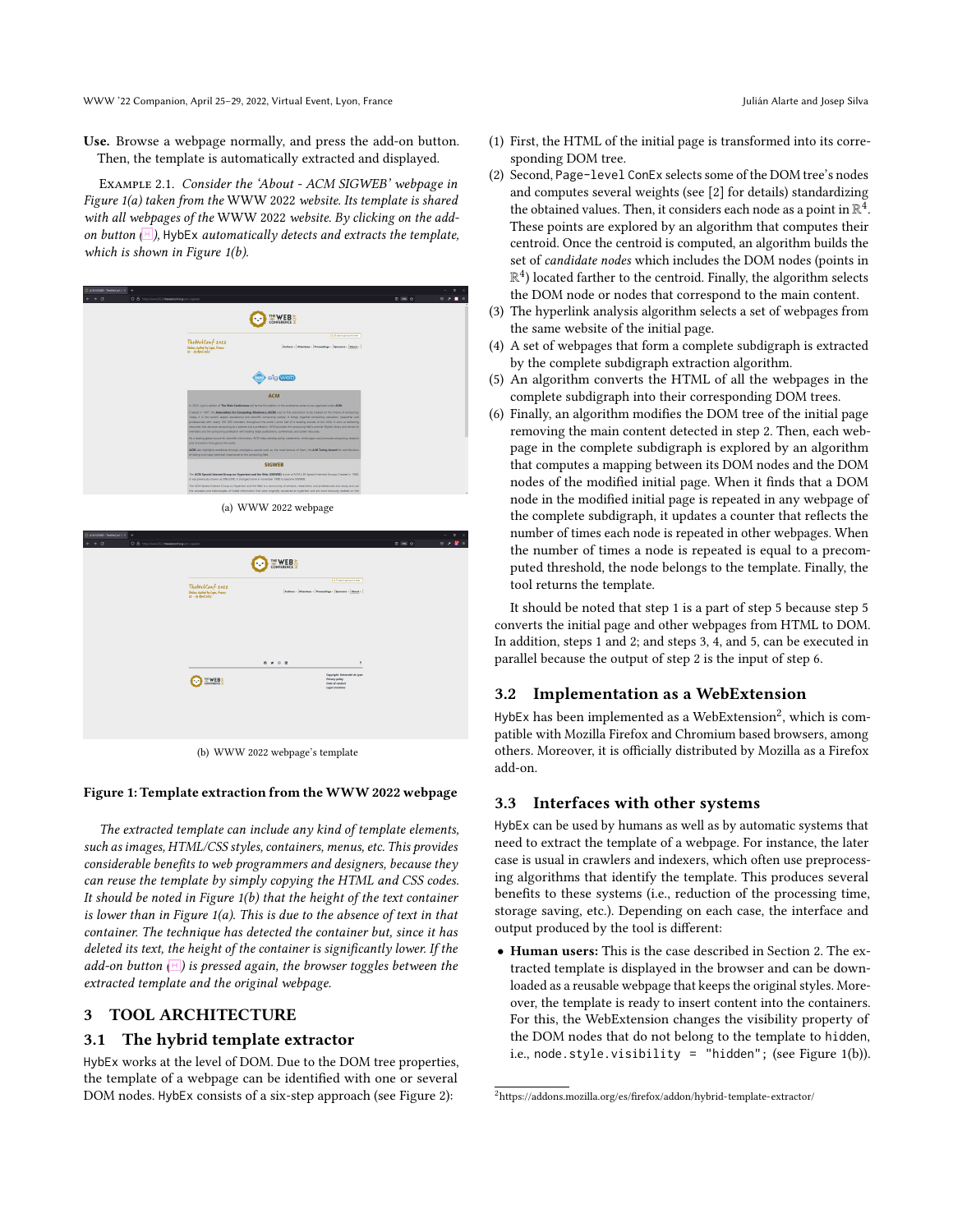**Use.** Browse a webpage normally, and press the add-on button. Then, the template is automatically extracted and displayed.

Example 2.1. *Consider the 'About - ACM SIGWEB' webpage in Figure 1(a) taken from the* WWW 2022 *website. Its template is shared with all webpages of the* WWW 2022 *website. By clicking on the add-on button (), HybEx automatically detects and extracts the template, which is shown in Figure 1(b).*

(a) WWW 2022 webpage

(b) WWW 2022 webpage's template

**Figure 1: Template extraction from the WWW 2022 webpage**

*The extracted template can include any kind of template elements, such as images, HTML/CSS styles, containers, menus, etc. This provides considerable benefits to web programmers and designers, because they can reuse the template by simply copying the HTML and CSS codes. It should be noted in Figure 1(b) that the height of the text container is lower than in Figure 1(a). This is due to the absence of text in that container. The technique has detected the container but, since it has deleted its text, the height of the container is significantly lower. If the add-on button () is pressed again, the browser toggles between the extracted template and the original webpage.*

# 3 TOOL ARCHITECTURE

## 3.1 The hybrid template extractor

HybEx works at the level of DOM. Due to the DOM tree properties, the template of a webpage can be identified with one or several DOM nodes. HybEx consists of a six-step approach (see Figure 2):

(1) First, the HTML of the initial page is transformed into its corresponding DOM tree.
(2) Second, Page-level ConEx selects some of the DOM tree's nodes and computes several weights (see [2] for details) standardizing the obtained values. Then, it considers each node as a point in $\mathbb{R}^4$. These points are explored by an algorithm that computes their centroid. Once the centroid is computed, an algorithm builds the set of *candidate nodes* which includes the DOM nodes (points in $\mathbb{R}^4$) located farther to the centroid. Finally, the algorithm selects the DOM node or nodes that correspond to the main content.
(3) The hyperlink analysis algorithm selects a set of webpages from the same website of the initial page.
(4) A set of webpages that form a complete subdigraph is extracted by the complete subdigraph extraction algorithm.
(5) An algorithm converts the HTML of all the webpages in the complete subdigraph into their corresponding DOM trees.
(6) Finally, an algorithm modifies the DOM tree of the initial page removing the main content detected in step 2. Then, each webpage in the complete subdigraph is explored by an algorithm that computes a mapping between its DOM nodes and the DOM nodes of the modified initial page. When it finds that a DOM node in the modified initial page is repeated in any webpage of the complete subdigraph, it updates a counter that reflects the number of times each node is repeated in other webpages. When the number of times a node is repeated is equal to a precomputed threshold, the node belongs to the template. Finally, the tool returns the template.

It should be noted that step 1 is a part of step 5 because step 5 converts the initial page and other webpages from HTML to DOM. In addition, steps 1 and 2; and steps 3, 4, and 5, can be executed in parallel because the output of step 2 is the input of step 6.

## 3.2 Implementation as a WebExtension

HybEx has been implemented as a WebExtension[2], which is compatible with Mozilla Firefox and Chromium based browsers, among others. Moreover, it is officially distributed by Mozilla as a Firefox add-on.

## 3.3 Interfaces with other systems

HybEx can be used by humans as well as by automatic systems that need to extract the template of a webpage. For instance, the later case is usual in crawlers and indexers, which often use preprocessing algorithms that identify the template. This produces several benefits to these systems (i.e., reduction of the processing time, storage saving, etc.). Depending on each case, the interface and output produced by the tool is different:

- **Human users:** This is the case described in Section 2. The extracted template is displayed in the browser and can be downloaded as a reusable webpage that keeps the original styles. Moreover, the template is ready to insert content into the containers. For this, the WebExtension changes the visibility property of the DOM nodes that do not belong to the template to hidden, i.e., `node.style.visibility = "hidden";` (see Figure 1(b)).

[2] https://addons.mozilla.org/es/firefox/addon/hybrid-template-extractor/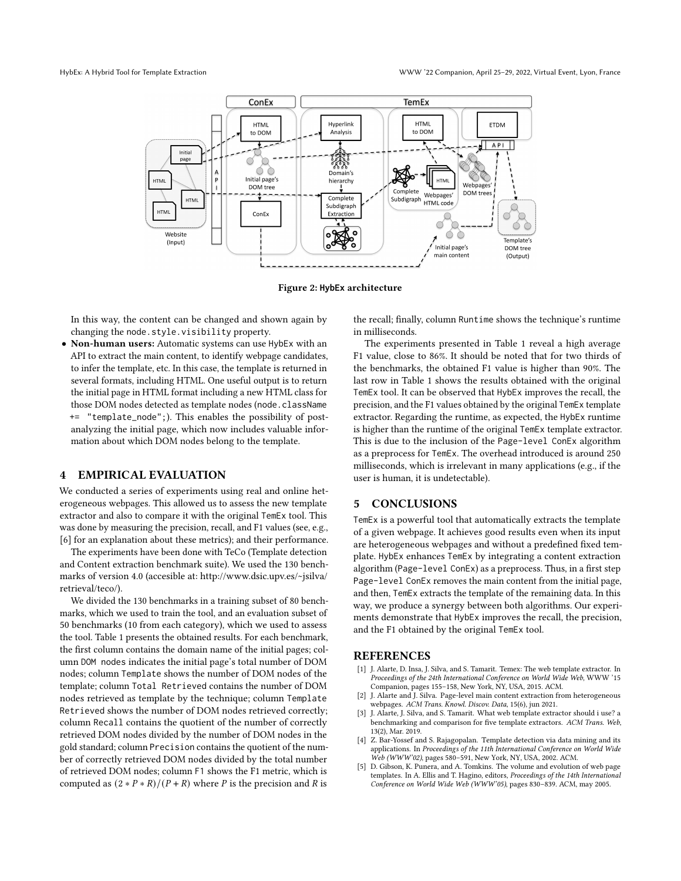Figure 2: HybEx architecture

In this way, the content can be changed and shown again by changing the `node.style.visibility` property.

- **Non-human users:** Automatic systems can use HybEx with an API to extract the main content, to identify webpage candidates, to infer the template, etc. In this case, the template is returned in several formats, including HTML. One useful output is to return the initial page in HTML format including a new HTML class for those DOM nodes detected as template nodes (`node.className += "template_node";`). This enables the possibility of post-analyzing the initial page, which now includes valuable information about which DOM nodes belong to the template.

## 4 EMPIRICAL EVALUATION

We conducted a series of experiments using real and online heterogeneous webpages. This allowed us to assess the new template extractor and also to compare it with the original TemEx tool. This was done by measuring the precision, recall, and F1 values (see, e.g., [6] for an explanation about these metrics); and their performance.

The experiments have been done with TeCo (Template detection and Content extraction benchmark suite). We used the 130 benchmarks of version 4.0 (accesible at: http://www.dsic.upv.es/~jsilva/retrieval/teco/).

We divided the 130 benchmarks in a training subset of 80 benchmarks, which we used to train the tool, and an evaluation subset of 50 benchmarks (10 from each category), which we used to assess the tool. Table 1 presents the obtained results. For each benchmark, the first column contains the domain name of the initial pages; column `DOM nodes` indicates the initial page's total number of DOM nodes; column `Template` shows the number of DOM nodes of the template; column `Total Retrieved` contains the number of DOM nodes retrieved as template by the technique; column `Template Retrieved` shows the number of DOM nodes retrieved correctly; column `Recall` contains the quotient of the number of correctly retrieved DOM nodes divided by the number of DOM nodes in the gold standard; column `Precision` contains the quotient of the number of correctly retrieved DOM nodes divided by the total number of retrieved DOM nodes; column `F1` shows the F1 metric, which is computed as $(2 * P * R)/(P + R)$ where $P$ is the precision and $R$ is the recall; finally, column `Runtime` shows the technique's runtime in milliseconds.

The experiments presented in Table 1 reveal a high average F1 value, close to 86%. It should be noted that for two thirds of the benchmarks, the obtained F1 value is higher than 90%. The last row in Table 1 shows the results obtained with the original TemEx tool. It can be observed that HybEx improves the recall, the precision, and the F1 values obtained by the original TemEx template extractor. Regarding the runtime, as expected, the HybEx runtime is higher than the runtime of the original TemEx template extractor. This is due to the inclusion of the Page-level ConEx algorithm as a preprocess for TemEx. The overhead introduced is around 250 milliseconds, which is irrelevant in many applications (e.g., if the user is human, it is undetectable).

## 5 CONCLUSIONS

TemEx is a powerful tool that automatically extracts the template of a given webpage. It achieves good results even when its input are heterogeneous webpages and without a predefined fixed template. HybEx enhances TemEx by integrating a content extraction algorithm (Page-level ConEx) as a preprocess. Thus, in a first step Page-level ConEx removes the main content from the initial page, and then, TemEx extracts the template of the remaining data. In this way, we produce a synergy between both algorithms. Our experiments demonstrate that HybEx improves the recall, the precision, and the F1 obtained by the original TemEx tool.

## REFERENCES

[1] J. Alarte, D. Insa, J. Silva, and S. Tamarit. Temex: The web template extractor. In *Proceedings of the 24th International Conference on World Wide Web*, WWW '15 Companion, pages 155–158, New York, NY, USA, 2015. ACM.

[2] J. Alarte and J. Silva. Page-level main content extraction from heterogeneous webpages. *ACM Trans. Knowl. Discov. Data*, 15(6), jun 2021.

[3] J. Alarte, J. Silva, and S. Tamarit. What web template extractor should i use? a benchmarking and comparison for five template extractors. *ACM Trans. Web*, 13(2), Mar. 2019.

[4] Z. Bar-Yossef and S. Rajagopalan. Template detection via data mining and its applications. In *Proceedings of the 11th International Conference on World Wide Web (WWW'02)*, pages 580–591, New York, NY, USA, 2002. ACM.

[5] D. Gibson, K. Punera, and A. Tomkins. The volume and evolution of web page templates. In A. Ellis and T. Hagino, editors, *Proceedings of the 14th International Conference on World Wide Web (WWW'05)*, pages 830–839. ACM, may 2005.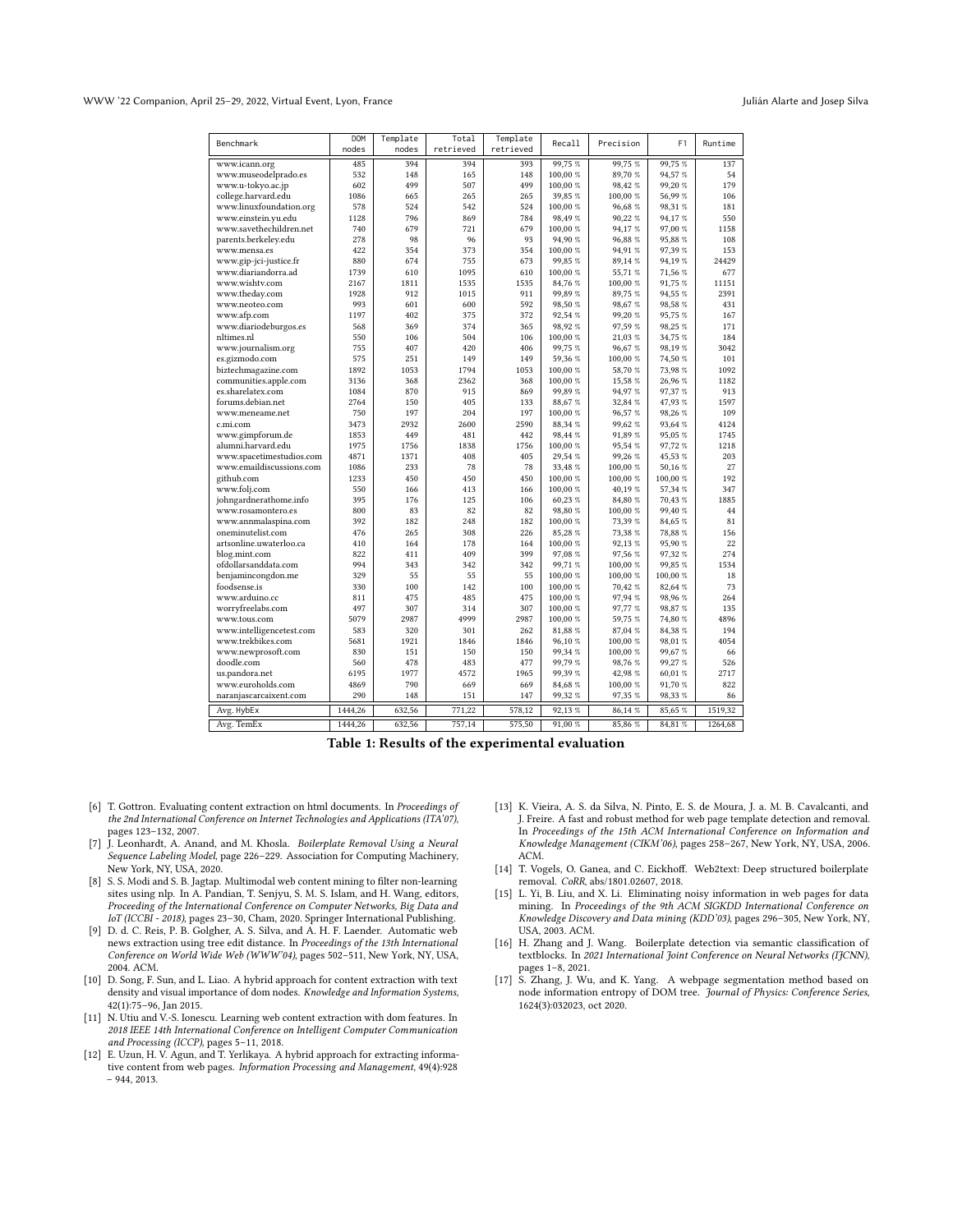| Benchmark | DOM nodes | Template nodes | Total retrieved | Template retrieved | Recall | Precision | F1 | Runtime |
|---|---|---|---|---|---|---|---|---|
| www.icann.org | 485 | 394 | 394 | 393 | 99,75 % | 99,75 % | 99,75 % | 137 |
| www.museodelprado.es | 532 | 148 | 165 | 148 | 100,00 % | 89,70 % | 94,57 % | 54 |
| www.u-tokyo.ac.jp | 602 | 499 | 507 | 499 | 100,00 % | 98,42 % | 99,20 % | 179 |
| college.harvard.edu | 1086 | 665 | 265 | 265 | 39,85 % | 100,00 % | 56,99 % | 106 |
| www.linuxfoundation.org | 578 | 524 | 542 | 524 | 100,00 % | 96,68 % | 98,31 % | 181 |
| www.einstein.yu.edu | 1128 | 796 | 869 | 784 | 98,49 % | 90,22 % | 94,17 % | 550 |
| www.savethechildren.net | 740 | 679 | 721 | 679 | 100,00 % | 94,17 % | 97,00 % | 1158 |
| parents.berkeley.edu | 278 | 98 | 96 | 93 | 94,90 % | 96,88 % | 95,88 % | 108 |
| www.mensa.es | 422 | 354 | 373 | 354 | 100,00 % | 94,91 % | 97,39 % | 153 |
| www.gip-jci-justice.fr | 880 | 674 | 755 | 673 | 99,85 % | 89,14 % | 94,19 % | 24429 |
| www.diariandorra.ad | 1739 | 610 | 1095 | 610 | 100,00 % | 55,71 % | 71,56 % | 677 |
| www.wishtv.com | 2167 | 1811 | 1535 | 1535 | 84,76 % | 100,00 % | 91,75 % | 11151 |
| www.theday.com | 1928 | 912 | 1015 | 911 | 99,89 % | 89,75 % | 94,55 % | 2391 |
| www.neoteo.com | 993 | 601 | 600 | 592 | 98,50 % | 98,67 % | 98,58 % | 431 |
| www.afp.com | 1197 | 402 | 375 | 372 | 92,54 % | 99,20 % | 95,75 % | 167 |
| www.diariodeburgos.es | 568 | 369 | 374 | 365 | 98,92 % | 97,59 % | 98,25 % | 171 |
| nltimes.nl | 550 | 106 | 504 | 106 | 100,00 % | 21,03 % | 34,75 % | 184 |
| www.journalism.org | 755 | 407 | 420 | 406 | 99,75 % | 96,67 % | 98,19 % | 3042 |
| es.gizmodo.com | 575 | 251 | 149 | 149 | 59,36 % | 100,00 % | 74,50 % | 101 |
| biztechmagazine.com | 1892 | 1053 | 1794 | 1053 | 100,00 % | 58,70 % | 73,98 % | 1092 |
| communities.apple.com | 3136 | 368 | 2362 | 368 | 100,00 % | 15,58 % | 26,96 % | 1182 |
| es.sharelatex.com | 1084 | 870 | 915 | 869 | 99,89 % | 94,97 % | 97,37 % | 913 |
| forums.debian.net | 2764 | 150 | 405 | 133 | 88,67 % | 32,84 % | 47,93 % | 1597 |
| www.meneame.net | 750 | 197 | 204 | 197 | 100,00 % | 96,57 % | 98,26 % | 109 |
| c.mi.com | 3473 | 2932 | 2600 | 2590 | 88,34 % | 99,62 % | 93,64 % | 4124 |
| www.gimpforum.de | 1853 | 449 | 481 | 442 | 98,44 % | 91,89 % | 95,05 % | 1745 |
| alumni.harvard.edu | 1975 | 1756 | 1838 | 1756 | 100,00 % | 95,54 % | 97,72 % | 1218 |
| www.spacetimestudios.com | 4871 | 1371 | 408 | 405 | 29,54 % | 99,26 % | 45,53 % | 203 |
| www.emaildiscussions.com | 1086 | 233 | 78 | 78 | 33,48 % | 100,00 % | 50,16 % | 27 |
| github.com | 1233 | 450 | 450 | 450 | 100,00 % | 100,00 % | 100,00 % | 192 |
| www.folj.com | 550 | 166 | 413 | 166 | 100,00 % | 40,19 % | 57,34 % | 347 |
| johngardnerathome.info | 395 | 176 | 125 | 106 | 60,23 % | 84,80 % | 70,43 % | 1885 |
| www.rosamontero.es | 800 | 83 | 82 | 82 | 98,80 % | 100,00 % | 99,40 % | 44 |
| www.annmalaspina.com | 392 | 182 | 248 | 182 | 100,00 % | 73,39 % | 84,65 % | 81 |
| oneminutelist.com | 476 | 265 | 308 | 226 | 85,28 % | 73,38 % | 78,88 % | 156 |
| artsonline.uwaterloo.ca | 410 | 164 | 178 | 164 | 100,00 % | 92,13 % | 95,90 % | 22 |
| blog.mint.com | 822 | 411 | 409 | 399 | 97,08 % | 97,56 % | 97,32 % | 274 |
| ofdollarsanddata.com | 994 | 343 | 342 | 342 | 99,71 % | 100,00 % | 99,85 % | 1534 |
| benjamincongdon.me | 329 | 55 | 55 | 55 | 100,00 % | 100,00 % | 100,00 % | 18 |
| foodsense.is | 330 | 100 | 142 | 100 | 100,00 % | 70,42 % | 82,64 % | 73 |
| www.arduino.cc | 811 | 475 | 485 | 475 | 100,00 % | 97,94 % | 98,96 % | 264 |
| worryfreelabs.com | 497 | 307 | 314 | 307 | 100,00 % | 97,77 % | 98,87 % | 135 |
| www.tous.com | 5079 | 2987 | 4999 | 2987 | 100,00 % | 59,75 % | 74,80 % | 4896 |
| www.intelligencetest.com | 583 | 320 | 301 | 262 | 81,88 % | 87,04 % | 84,38 % | 194 |
| www.trekbikes.com | 5681 | 1921 | 1846 | 1846 | 96,10 % | 100,00 % | 98,01 % | 4054 |
| www.newprosoft.com | 830 | 151 | 150 | 150 | 99,34 % | 100,00 % | 99,67 % | 66 |
| doodle.com | 560 | 478 | 483 | 477 | 99,79 % | 98,76 % | 99,27 % | 526 |
| us.pandora.net | 6195 | 1977 | 4572 | 1965 | 99,39 % | 42,98 % | 60,01 % | 2717 |
| www.euroholds.com | 4869 | 790 | 669 | 669 | 84,68 % | 100,00 % | 91,70 % | 822 |
| naranjascarcaixent.com | 290 | 148 | 151 | 147 | 99,32 % | 97,35 % | 98,33 % | 86 |
| Avg. HybEx | 1444,26 | 632,56 | 771,22 | 578,12 | 92,13 % | 86,14 % | 85,65 % | 1519,32 |
| Avg. TemEx | 1444,26 | 632,56 | 757,14 | 575,50 | 91,00 % | 85,86 % | 84,81 % | 1264,68 |

**Table 1: Results of the experimental evaluation**

[6] T. Gottron. Evaluating content extraction on html documents. In *Proceedings of the 2nd International Conference on Internet Technologies and Applications (ITA'07)*, pages 123–132, 2007.

[7] J. Leonhardt, A. Anand, and M. Khosla. *Boilerplate Removal Using a Neural Sequence Labeling Model*, page 226–229. Association for Computing Machinery, New York, NY, USA, 2020.

[8] S. S. Modi and S. B. Jagtap. Multimodal web content mining to filter non-learning sites using nlp. In A. Pandian, T. Senjyu, S. M. S. Islam, and H. Wang, editors, *Proceeding of the International Conference on Computer Networks, Big Data and IoT (ICCBI - 2018)*, pages 23–30, Cham, 2020. Springer International Publishing.

[9] D. d. C. Reis, P. B. Golgher, A. S. Silva, and A. H. F. Laender. Automatic web news extraction using tree edit distance. In *Proceedings of the 13th International Conference on World Wide Web (WWW'04)*, pages 502–511, New York, NY, USA, 2004. ACM.

[10] D. Song, F. Sun, and L. Liao. A hybrid approach for content extraction with text density and visual importance of dom nodes. *Knowledge and Information Systems*, 42(1):75–96, Jan 2015.

[11] N. Utiu and V.-S. Ionescu. Learning web content extraction with dom features. In *2018 IEEE 14th International Conference on Intelligent Computer Communication and Processing (ICCP)*, pages 5–11, 2018.

[12] E. Uzun, H. V. Agun, and T. Yerlikaya. A hybrid approach for extracting informative content from web pages. *Information Processing and Management*, 49(4):928 – 944, 2013.

[13] K. Vieira, A. S. da Silva, N. Pinto, E. S. de Moura, J. a. M. B. Cavalcanti, and J. Freire. A fast and robust method for web page template detection and removal. In *Proceedings of the 15th ACM International Conference on Information and Knowledge Management (CIKM'06)*, pages 258–267, New York, NY, USA, 2006. ACM.

[14] T. Vogels, O. Ganea, and C. Eickhoff. Web2text: Deep structured boilerplate removal. *CoRR*, abs/1801.02607, 2018.

[15] L. Yi, B. Liu, and X. Li. Eliminating noisy information in web pages for data mining. In *Proceedings of the 9th ACM SIGKDD International Conference on Knowledge Discovery and Data mining (KDD'03)*, pages 296–305, New York, NY, USA, 2003. ACM.

[16] H. Zhang and J. Wang. Boilerplate detection via semantic classification of textblocks. In *2021 International Joint Conference on Neural Networks (IJCNN)*, pages 1–8, 2021.

[17] S. Zhang, J. Wu, and K. Yang. A webpage segmentation method based on node information entropy of DOM tree. *Journal of Physics: Conference Series*, 1624(3):032023, oct 2020.